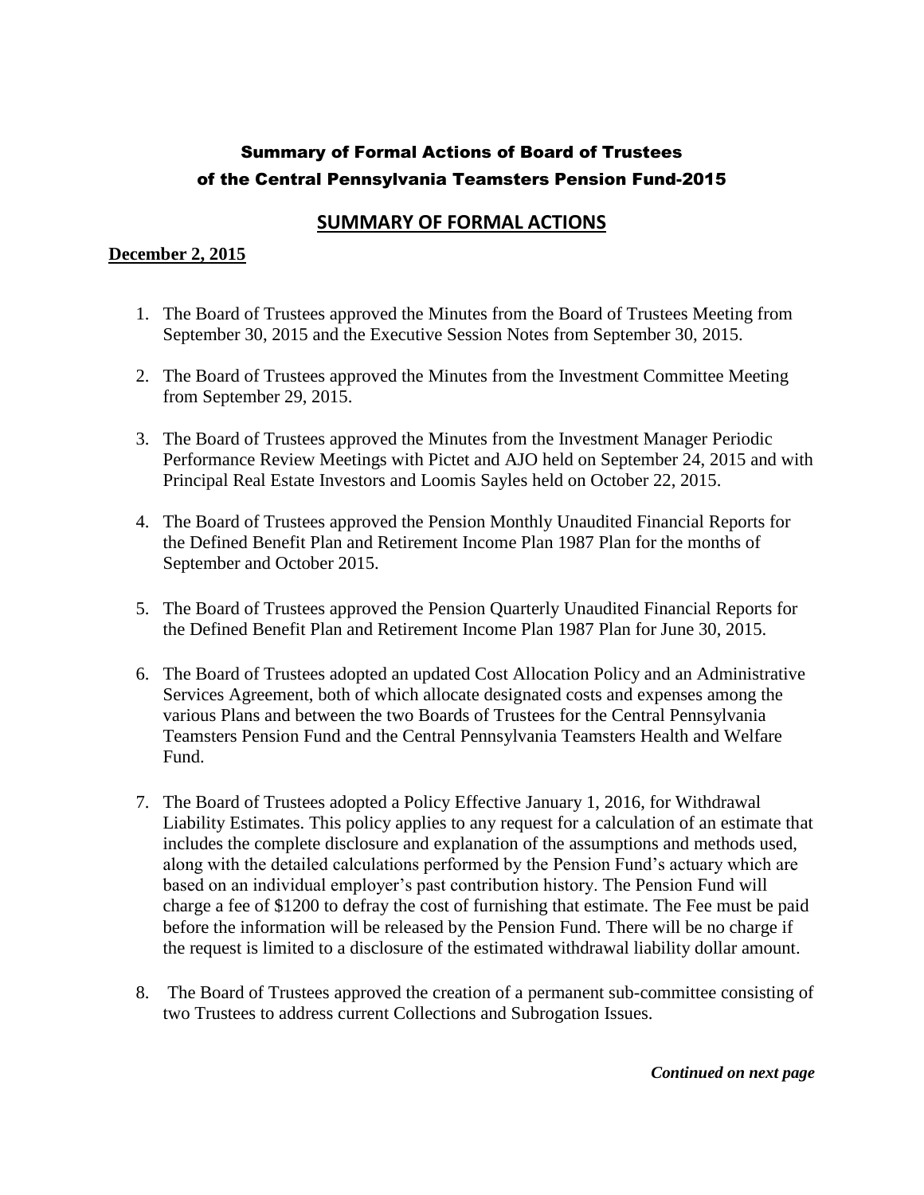# Summary of Formal Actions of Board of Trustees of the Central Pennsylvania Teamsters Pension Fund-2015

## SUMMARY OF FORMAL ACTIONS

**December 2, 2015**

1. The Board of Trustees approved the Minutes from the Board of Trustees Meeting from September 30, 2015 and the Executive Session Notes from September 30, 2015.

2. The Board of Trustees approved the Minutes from the Investment Committee Meeting from September 29, 2015.

3. The Board of Trustees approved the Minutes from the Investment Manager Periodic Performance Review Meetings with Pictet and AJO held on September 24, 2015 and with Principal Real Estate Investors and Loomis Sayles held on October 22, 2015.

4. The Board of Trustees approved the Pension Monthly Unaudited Financial Reports for the Defined Benefit Plan and Retirement Income Plan 1987 Plan for the months of September and October 2015.

5. The Board of Trustees approved the Pension Quarterly Unaudited Financial Reports for the Defined Benefit Plan and Retirement Income Plan 1987 Plan for June 30, 2015.

6. The Board of Trustees adopted an updated Cost Allocation Policy and an Administrative Services Agreement, both of which allocate designated costs and expenses among the various Plans and between the two Boards of Trustees for the Central Pennsylvania Teamsters Pension Fund and the Central Pennsylvania Teamsters Health and Welfare Fund.

7. The Board of Trustees adopted a Policy Effective January 1, 2016, for Withdrawal Liability Estimates. This policy applies to any request for a calculation of an estimate that includes the complete disclosure and explanation of the assumptions and methods used, along with the detailed calculations performed by the Pension Fund's actuary which are based on an individual employer's past contribution history. The Pension Fund will charge a fee of $1200 to defray the cost of furnishing that estimate. The Fee must be paid before the information will be released by the Pension Fund. There will be no charge if the request is limited to a disclosure of the estimated withdrawal liability dollar amount.

8. The Board of Trustees approved the creation of a permanent sub-committee consisting of two Trustees to address current Collections and Subrogation Issues.

*Continued on next page*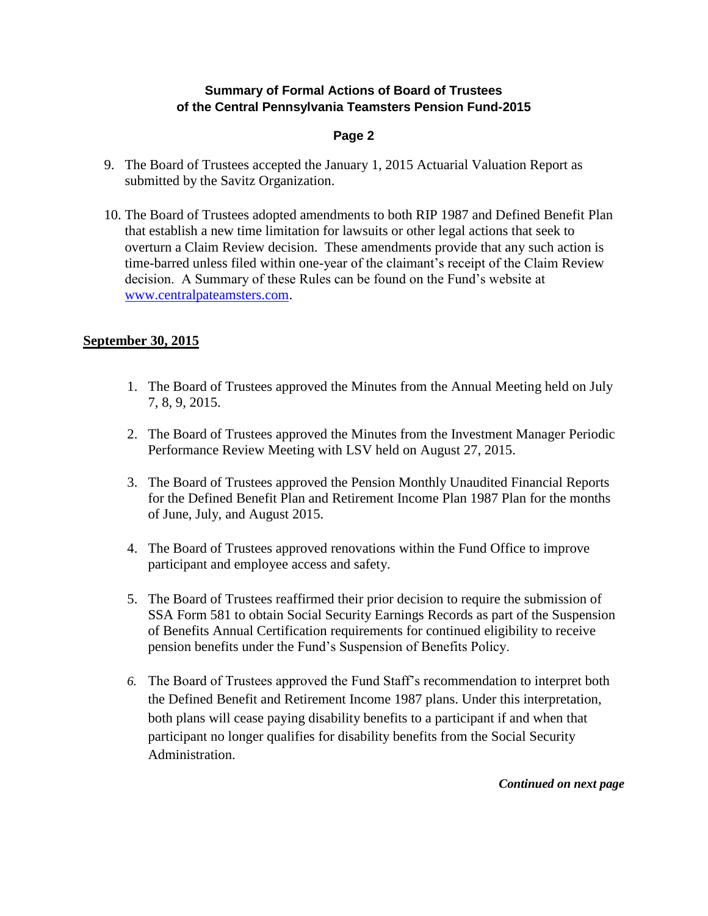**Summary of Formal Actions of Board of Trustees of the Central Pennsylvania Teamsters Pension Fund-2015**

9. The Board of Trustees accepted the January 1, 2015 Actuarial Valuation Report as submitted by the Savitz Organization.

10. The Board of Trustees adopted amendments to both RIP 1987 and Defined Benefit Plan that establish a new time limitation for lawsuits or other legal actions that seek to overturn a Claim Review decision. These amendments provide that any such action is time-barred unless filed within one-year of the claimant's receipt of the Claim Review decision. A Summary of these Rules can be found on the Fund's website at www.centralpateamsters.com.

## September 30, 2015

1. The Board of Trustees approved the Minutes from the Annual Meeting held on July 7, 8, 9, 2015.

2. The Board of Trustees approved the Minutes from the Investment Manager Periodic Performance Review Meeting with LSV held on August 27, 2015.

3. The Board of Trustees approved the Pension Monthly Unaudited Financial Reports for the Defined Benefit Plan and Retirement Income Plan 1987 Plan for the months of June, July, and August 2015.

4. The Board of Trustees approved renovations within the Fund Office to improve participant and employee access and safety.

5. The Board of Trustees reaffirmed their prior decision to require the submission of SSA Form 581 to obtain Social Security Earnings Records as part of the Suspension of Benefits Annual Certification requirements for continued eligibility to receive pension benefits under the Fund's Suspension of Benefits Policy.

6. The Board of Trustees approved the Fund Staff's recommendation to interpret both the Defined Benefit and Retirement Income 1987 plans. Under this interpretation, both plans will cease paying disability benefits to a participant if and when that participant no longer qualifies for disability benefits from the Social Security Administration.

***Continued on next page***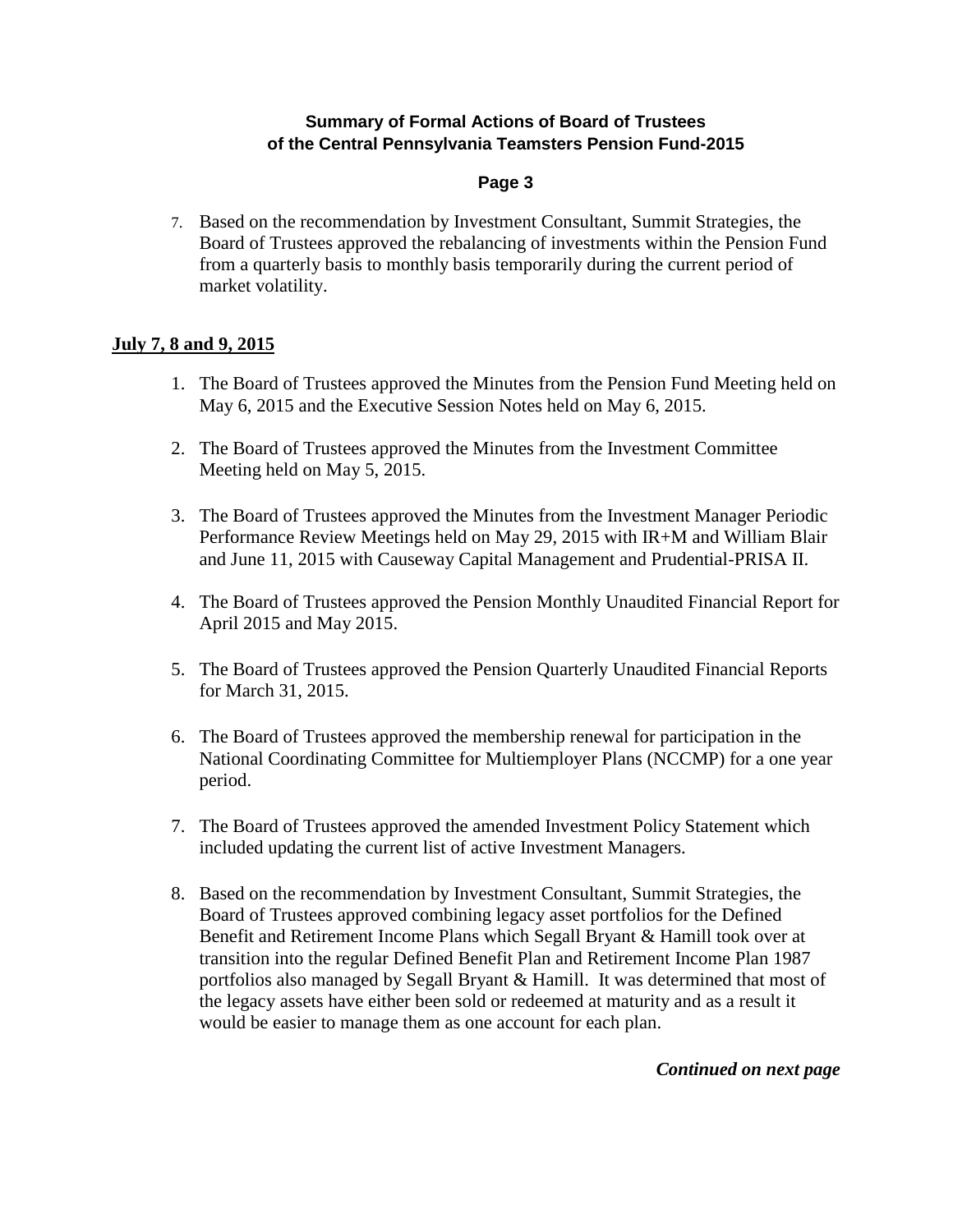7. Based on the recommendation by Investment Consultant, Summit Strategies, the Board of Trustees approved the rebalancing of investments within the Pension Fund from a quarterly basis to monthly basis temporarily during the current period of market volatility.

**July 7, 8 and 9, 2015**

1. The Board of Trustees approved the Minutes from the Pension Fund Meeting held on May 6, 2015 and the Executive Session Notes held on May 6, 2015.

2. The Board of Trustees approved the Minutes from the Investment Committee Meeting held on May 5, 2015.

3. The Board of Trustees approved the Minutes from the Investment Manager Periodic Performance Review Meetings held on May 29, 2015 with IR+M and William Blair and June 11, 2015 with Causeway Capital Management and Prudential-PRISA II.

4. The Board of Trustees approved the Pension Monthly Unaudited Financial Report for April 2015 and May 2015.

5. The Board of Trustees approved the Pension Quarterly Unaudited Financial Reports for March 31, 2015.

6. The Board of Trustees approved the membership renewal for participation in the National Coordinating Committee for Multiemployer Plans (NCCMP) for a one year period.

7. The Board of Trustees approved the amended Investment Policy Statement which included updating the current list of active Investment Managers.

8. Based on the recommendation by Investment Consultant, Summit Strategies, the Board of Trustees approved combining legacy asset portfolios for the Defined Benefit and Retirement Income Plans which Segall Bryant & Hamill took over at transition into the regular Defined Benefit Plan and Retirement Income Plan 1987 portfolios also managed by Segall Bryant & Hamill. It was determined that most of the legacy assets have either been sold or redeemed at maturity and as a result it would be easier to manage them as one account for each plan.

***Continued on next page***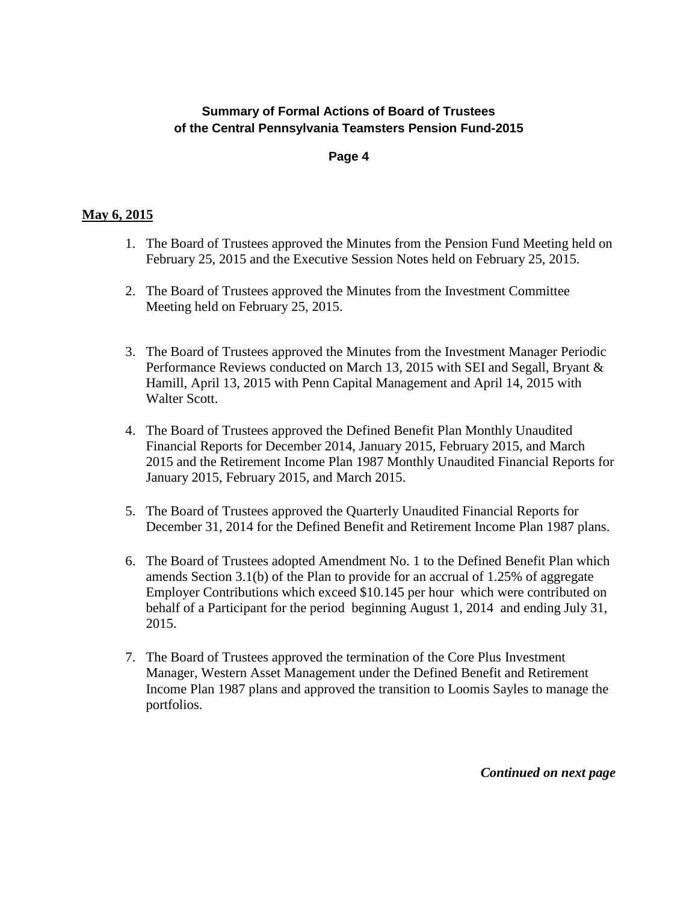**Summary of Formal Actions of Board of Trustees of the Central Pennsylvania Teamsters Pension Fund-2015**

**May 6, 2015**

1. The Board of Trustees approved the Minutes from the Pension Fund Meeting held on February 25, 2015 and the Executive Session Notes held on February 25, 2015.

2. The Board of Trustees approved the Minutes from the Investment Committee Meeting held on February 25, 2015.

3. The Board of Trustees approved the Minutes from the Investment Manager Periodic Performance Reviews conducted on March 13, 2015 with SEI and Segall, Bryant & Hamill, April 13, 2015 with Penn Capital Management and April 14, 2015 with Walter Scott.

4. The Board of Trustees approved the Defined Benefit Plan Monthly Unaudited Financial Reports for December 2014, January 2015, February 2015, and March 2015 and the Retirement Income Plan 1987 Monthly Unaudited Financial Reports for January 2015, February 2015, and March 2015.

5. The Board of Trustees approved the Quarterly Unaudited Financial Reports for December 31, 2014 for the Defined Benefit and Retirement Income Plan 1987 plans.

6. The Board of Trustees adopted Amendment No. 1 to the Defined Benefit Plan which amends Section 3.1(b) of the Plan to provide for an accrual of 1.25% of aggregate Employer Contributions which exceed $10.145 per hour which were contributed on behalf of a Participant for the period beginning August 1, 2014 and ending July 31, 2015.

7. The Board of Trustees approved the termination of the Core Plus Investment Manager, Western Asset Management under the Defined Benefit and Retirement Income Plan 1987 plans and approved the transition to Loomis Sayles to manage the portfolios.

***Continued on next page***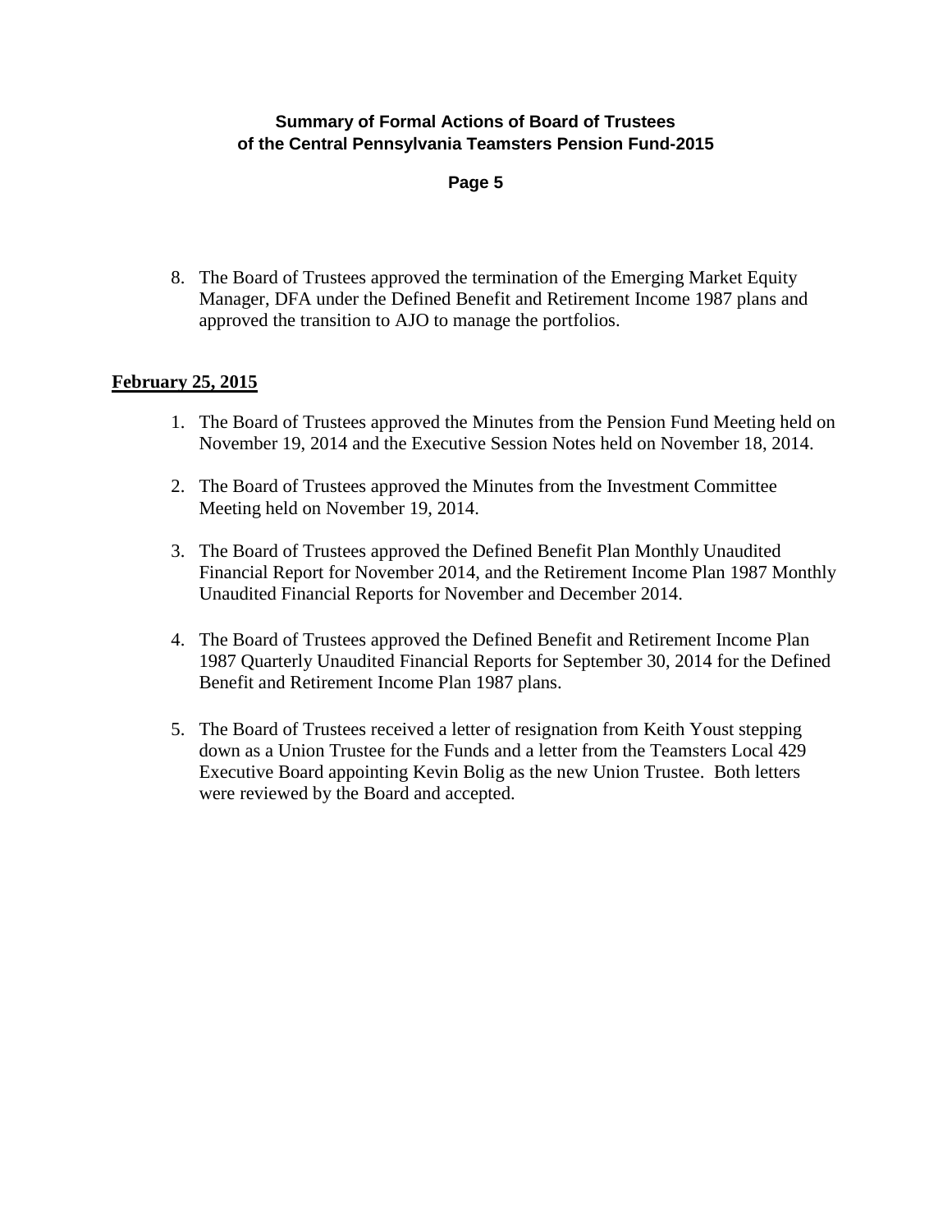8. The Board of Trustees approved the termination of the Emerging Market Equity Manager, DFA under the Defined Benefit and Retirement Income 1987 plans and approved the transition to AJO to manage the portfolios.

**February 25, 2015**

1. The Board of Trustees approved the Minutes from the Pension Fund Meeting held on November 19, 2014 and the Executive Session Notes held on November 18, 2014.

2. The Board of Trustees approved the Minutes from the Investment Committee Meeting held on November 19, 2014.

3. The Board of Trustees approved the Defined Benefit Plan Monthly Unaudited Financial Report for November 2014, and the Retirement Income Plan 1987 Monthly Unaudited Financial Reports for November and December 2014.

4. The Board of Trustees approved the Defined Benefit and Retirement Income Plan 1987 Quarterly Unaudited Financial Reports for September 30, 2014 for the Defined Benefit and Retirement Income Plan 1987 plans.

5. The Board of Trustees received a letter of resignation from Keith Youst stepping down as a Union Trustee for the Funds and a letter from the Teamsters Local 429 Executive Board appointing Kevin Bolig as the new Union Trustee. Both letters were reviewed by the Board and accepted.